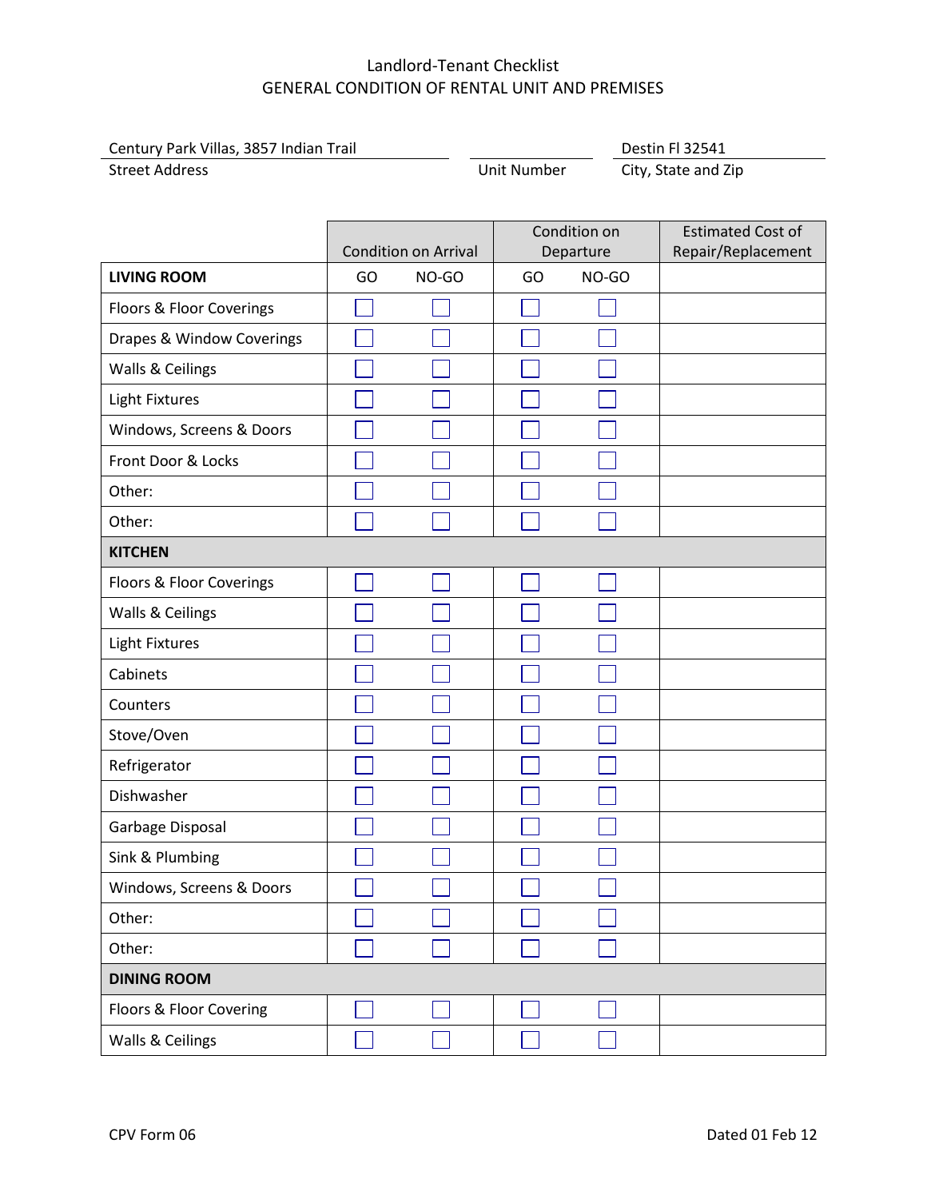# Landlord-Tenant Checklist
## GENERAL CONDITION OF RENTAL UNIT AND PREMISES

| Street Address | Unit Number | City, State and Zip |
|---|---|---|
| Century Park Villas, 3857 Indian Trail | | Destin Fl 32541 |

| | Condition on Arrival | | Condition on Departure | | Estimated Cost of Repair/Replacement |
|---|---|---|---|---|---|
| **LIVING ROOM** | GO | NO-GO | GO | NO-GO | |
| Floors & Floor Coverings | ☐ | ☐ | ☐ | ☐ | |
| Drapes & Window Coverings | ☐ | ☐ | ☐ | ☐ | |
| Walls & Ceilings | ☐ | ☐ | ☐ | ☐ | |
| Light Fixtures | ☐ | ☐ | ☐ | ☐ | |
| Windows, Screens & Doors | ☐ | ☐ | ☐ | ☐ | |
| Front Door & Locks | ☐ | ☐ | ☐ | ☐ | |
| Other: | ☐ | ☐ | ☐ | ☐ | |
| Other: | ☐ | ☐ | ☐ | ☐ | |
| **KITCHEN** | | | | | |
| Floors & Floor Coverings | ☐ | ☐ | ☐ | ☐ | |
| Walls & Ceilings | ☐ | ☐ | ☐ | ☐ | |
| Light Fixtures | ☐ | ☐ | ☐ | ☐ | |
| Cabinets | ☐ | ☐ | ☐ | ☐ | |
| Counters | ☐ | ☐ | ☐ | ☐ | |
| Stove/Oven | ☐ | ☐ | ☐ | ☐ | |
| Refrigerator | ☐ | ☐ | ☐ | ☐ | |
| Dishwasher | ☐ | ☐ | ☐ | ☐ | |
| Garbage Disposal | ☐ | ☐ | ☐ | ☐ | |
| Sink & Plumbing | ☐ | ☐ | ☐ | ☐ | |
| Windows, Screens & Doors | ☐ | ☐ | ☐ | ☐ | |
| Other: | ☐ | ☐ | ☐ | ☐ | |
| Other: | ☐ | ☐ | ☐ | ☐ | |
| **DINING ROOM** | | | | | |
| Floors & Floor Covering | ☐ | ☐ | ☐ | ☐ | |
| Walls & Ceilings | ☐ | ☐ | ☐ | ☐ | |

CPV Form 06 Dated 01 Feb 12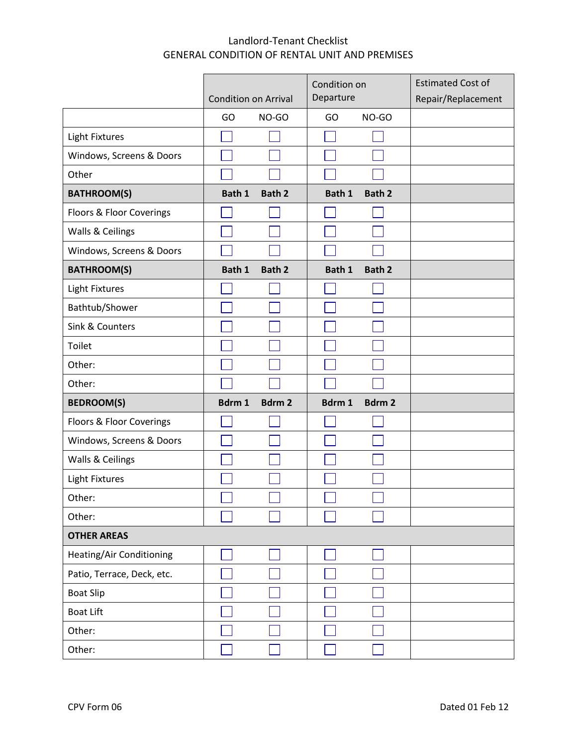# Landlord-Tenant Checklist

## GENERAL CONDITION OF RENTAL UNIT AND PREMISES

| | Condition on Arrival | | Condition on Departure | | Estimated Cost of Repair/Replacement |
|---|---|---|---|---|---|
| | GO | NO-GO | GO | NO-GO | |
| Light Fixtures | ☐ | ☐ | ☐ | ☐ | |
| Windows, Screens & Doors | ☐ | ☐ | ☐ | ☐ | |
| Other | ☐ | ☐ | ☐ | ☐ | |
| **BATHROOM(S)** | **Bath 1** | **Bath 2** | **Bath 1** | **Bath 2** | |
| Floors & Floor Coverings | ☐ | ☐ | ☐ | ☐ | |
| Walls & Ceilings | ☐ | ☐ | ☐ | ☐ | |
| Windows, Screens & Doors | ☐ | ☐ | ☐ | ☐ | |
| **BATHROOM(S)** | **Bath 1** | **Bath 2** | **Bath 1** | **Bath 2** | |
| Light Fixtures | ☐ | ☐ | ☐ | ☐ | |
| Bathtub/Shower | ☐ | ☐ | ☐ | ☐ | |
| Sink & Counters | ☐ | ☐ | ☐ | ☐ | |
| Toilet | ☐ | ☐ | ☐ | ☐ | |
| Other: | ☐ | ☐ | ☐ | ☐ | |
| Other: | ☐ | ☐ | ☐ | ☐ | |
| **BEDROOM(S)** | **Bdrm 1** | **Bdrm 2** | **Bdrm 1** | **Bdrm 2** | |
| Floors & Floor Coverings | ☐ | ☐ | ☐ | ☐ | |
| Windows, Screens & Doors | ☐ | ☐ | ☐ | ☐ | |
| Walls & Ceilings | ☐ | ☐ | ☐ | ☐ | |
| Light Fixtures | ☐ | ☐ | ☐ | ☐ | |
| Other: | ☐ | ☐ | ☐ | ☐ | |
| Other: | ☐ | ☐ | ☐ | ☐ | |
| **OTHER AREAS** | | | | | |
| Heating/Air Conditioning | ☐ | ☐ | ☐ | ☐ | |
| Patio, Terrace, Deck, etc. | ☐ | ☐ | ☐ | ☐ | |
| Boat Slip | ☐ | ☐ | ☐ | ☐ | |
| Boat Lift | ☐ | ☐ | ☐ | ☐ | |
| Other: | ☐ | ☐ | ☐ | ☐ | |
| Other: | ☐ | ☐ | ☐ | ☐ | |

CPV Form 06 Dated 01 Feb 12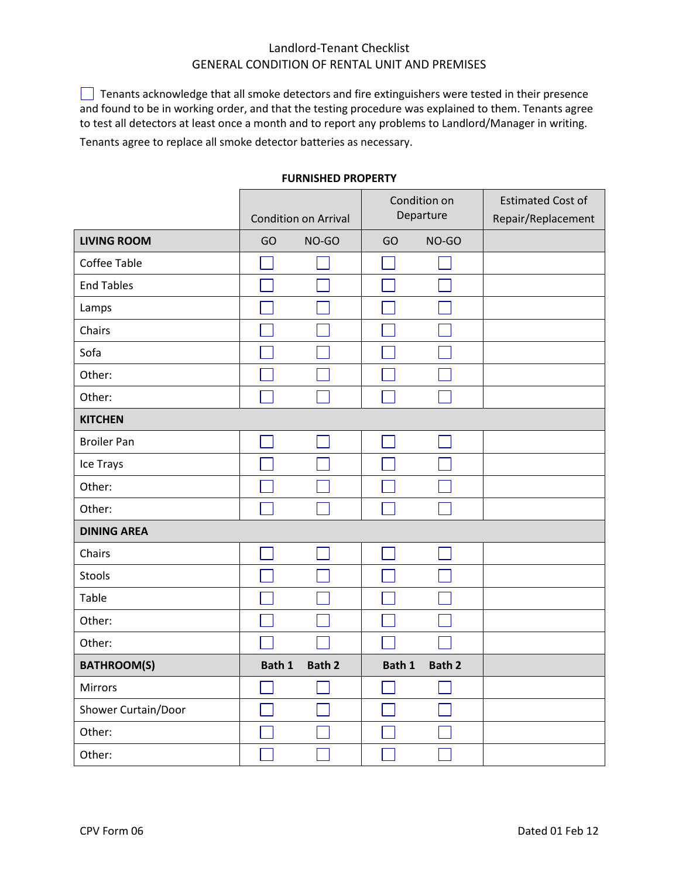Landlord-Tenant Checklist
GENERAL CONDITION OF RENTAL UNIT AND PREMISES

☐ Tenants acknowledge that all smoke detectors and fire extinguishers were tested in their presence and found to be in working order, and that the testing procedure was explained to them. Tenants agree to test all detectors at least once a month and to report any problems to Landlord/Manager in writing.

Tenants agree to replace all smoke detector batteries as necessary.

**FURNISHED PROPERTY**

| | Condition on Arrival | | Condition on Departure | | Estimated Cost of Repair/Replacement |
|---|---|---|---|---|---|
| **LIVING ROOM** | GO | NO-GO | GO | NO-GO | |
| Coffee Table | ☐ | ☐ | ☐ | ☐ | |
| End Tables | ☐ | ☐ | ☐ | ☐ | |
| Lamps | ☐ | ☐ | ☐ | ☐ | |
| Chairs | ☐ | ☐ | ☐ | ☐ | |
| Sofa | ☐ | ☐ | ☐ | ☐ | |
| Other: | ☐ | ☐ | ☐ | ☐ | |
| Other: | ☐ | ☐ | ☐ | ☐ | |
| **KITCHEN** | | | | | |
| Broiler Pan | ☐ | ☐ | ☐ | ☐ | |
| Ice Trays | ☐ | ☐ | ☐ | ☐ | |
| Other: | ☐ | ☐ | ☐ | ☐ | |
| Other: | ☐ | ☐ | ☐ | ☐ | |
| **DINING AREA** | | | | | |
| Chairs | ☐ | ☐ | ☐ | ☐ | |
| Stools | ☐ | ☐ | ☐ | ☐ | |
| Table | ☐ | ☐ | ☐ | ☐ | |
| Other: | ☐ | ☐ | ☐ | ☐ | |
| Other: | ☐ | ☐ | ☐ | ☐ | |
| **BATHROOM(S)** | **Bath 1** | **Bath 2** | **Bath 1** | **Bath 2** | |
| Mirrors | ☐ | ☐ | ☐ | ☐ | |
| Shower Curtain/Door | ☐ | ☐ | ☐ | ☐ | |
| Other: | ☐ | ☐ | ☐ | ☐ | |
| Other: | ☐ | ☐ | ☐ | ☐ | |

CPV Form 06 Dated 01 Feb 12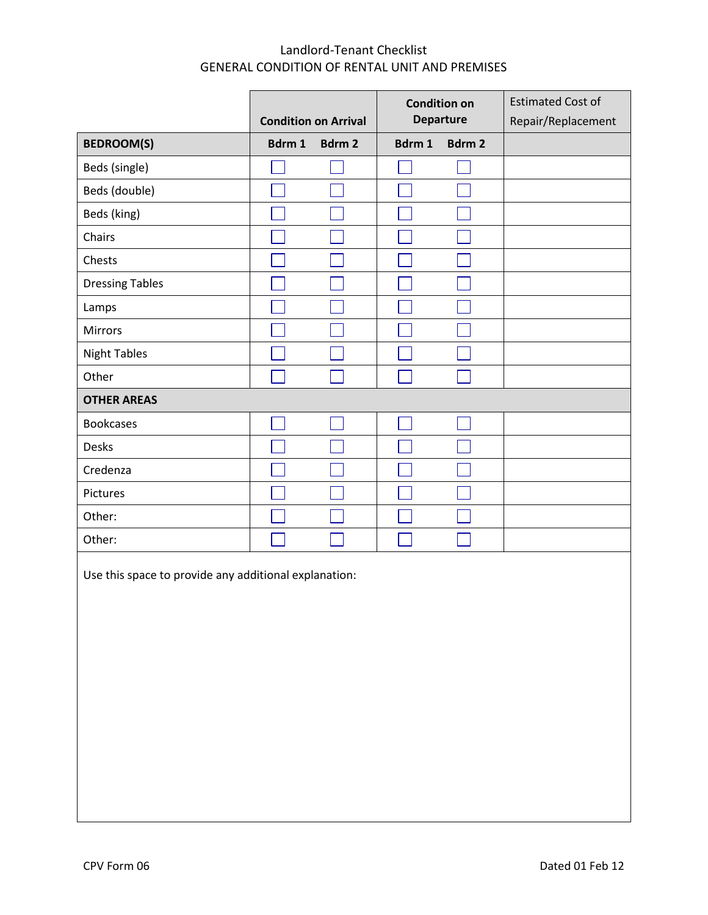Landlord-Tenant Checklist

GENERAL CONDITION OF RENTAL UNIT AND PREMISES

| | **Condition on Arrival** | | **Condition on Departure** | | Estimated Cost of Repair/Replacement |
|---|---|---|---|---|---|
| **BEDROOM(S)** | **Bdrm 1** | **Bdrm 2** | **Bdrm 1** | **Bdrm 2** | |
| Beds (single) | ☐ | ☐ | ☐ | ☐ | |
| Beds (double) | ☐ | ☐ | ☐ | ☐ | |
| Beds (king) | ☐ | ☐ | ☐ | ☐ | |
| Chairs | ☐ | ☐ | ☐ | ☐ | |
| Chests | ☐ | ☐ | ☐ | ☐ | |
| Dressing Tables | ☐ | ☐ | ☐ | ☐ | |
| Lamps | ☐ | ☐ | ☐ | ☐ | |
| Mirrors | ☐ | ☐ | ☐ | ☐ | |
| Night Tables | ☐ | ☐ | ☐ | ☐ | |
| Other | ☐ | ☐ | ☐ | ☐ | |
| **OTHER AREAS** | | | | | |
| Bookcases | ☐ | ☐ | ☐ | ☐ | |
| Desks | ☐ | ☐ | ☐ | ☐ | |
| Credenza | ☐ | ☐ | ☐ | ☐ | |
| Pictures | ☐ | ☐ | ☐ | ☐ | |
| Other: | ☐ | ☐ | ☐ | ☐ | |
| Other: | ☐ | ☐ | ☐ | ☐ | |

Use this space to provide any additional explanation:

CPV Form 06

Dated 01 Feb 12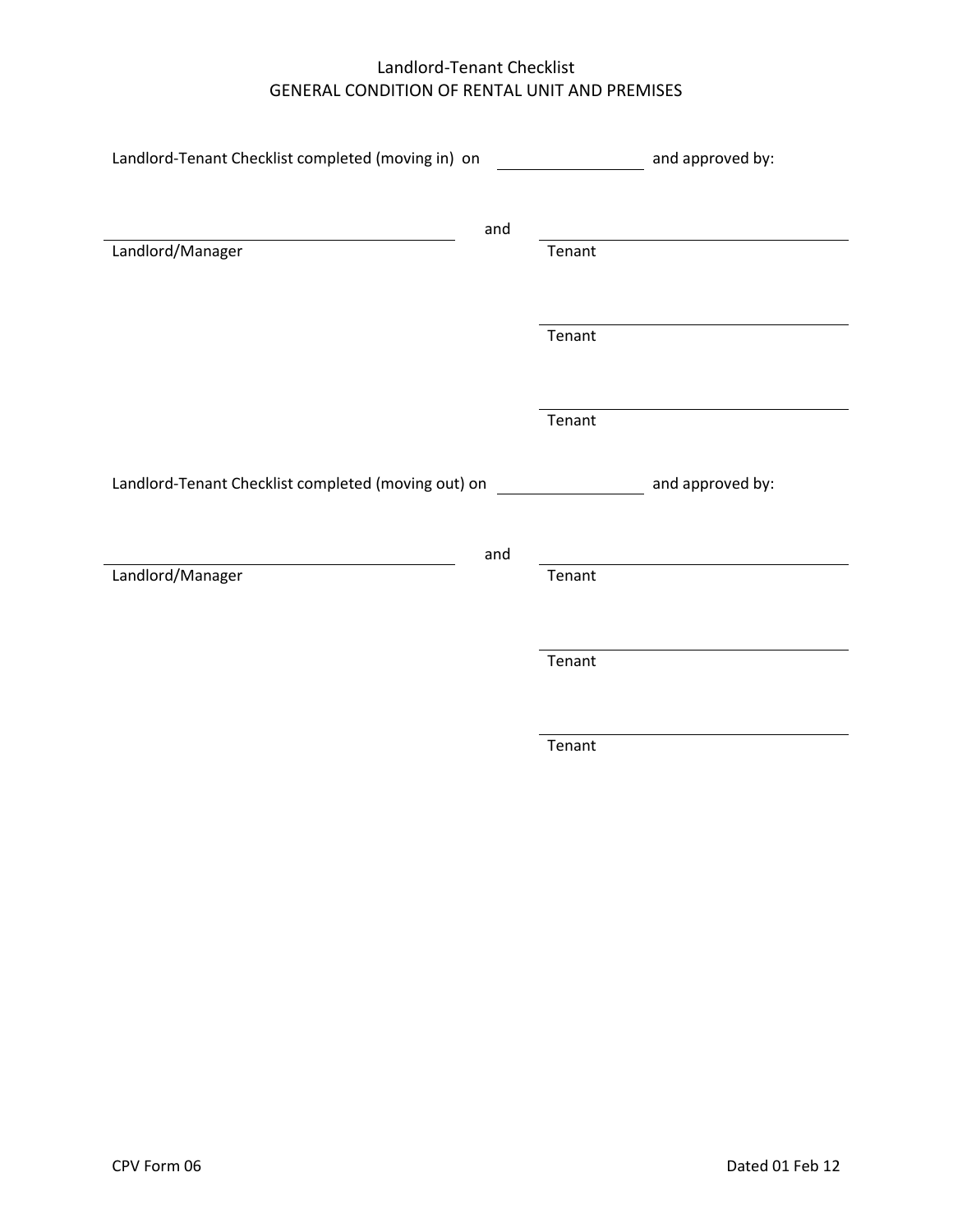# Landlord-Tenant Checklist
## GENERAL CONDITION OF RENTAL UNIT AND PREMISES

Landlord-Tenant Checklist completed (moving in) on ______________ and approved by:

______________________________ and ______________________________

Landlord/Manager Tenant

______________________________

Tenant

______________________________

Tenant

Landlord-Tenant Checklist completed (moving out) on ______________ and approved by:

______________________________ and ______________________________

Landlord/Manager Tenant

______________________________

Tenant

______________________________

Tenant

CPV Form 06

Dated 01 Feb 12